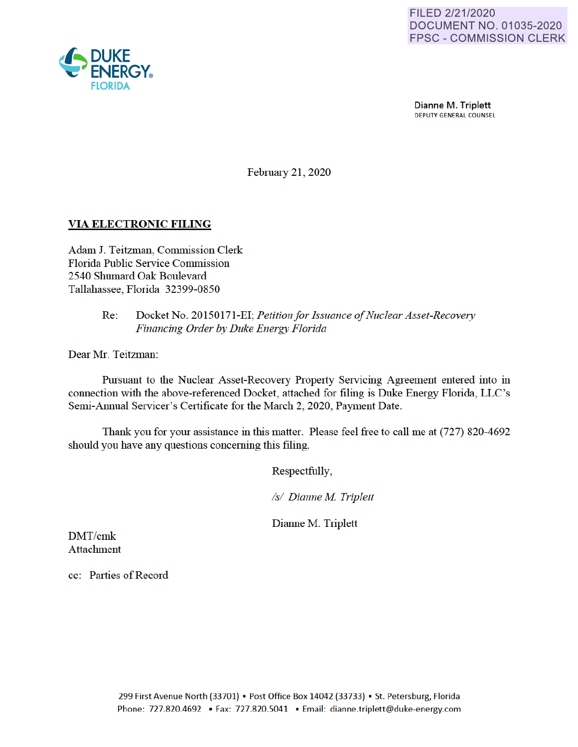FILED 2/21/2020
DOCUMENT NO. 01035-2020
FPSC - COMMISSION CLERK

DUKE ENERGY® FLORIDA

Dianne M. Triplett
DEPUTY GENERAL COUNSEL

February 21, 2020

**VIA ELECTRONIC FILING**

Adam J. Teitzman, Commission Clerk
Florida Public Service Commission
2540 Shumard Oak Boulevard
Tallahassee, Florida 32399-0850

Re: Docket No. 20150171-EI; *Petition for Issuance of Nuclear Asset-Recovery Financing Order by Duke Energy Florida*

Dear Mr. Teitzman:

Pursuant to the Nuclear Asset-Recovery Property Servicing Agreement entered into in connection with the above-referenced Docket, attached for filing is Duke Energy Florida, LLC's Semi-Annual Servicer's Certificate for the March 2, 2020, Payment Date.

Thank you for your assistance in this matter. Please feel free to call me at (727) 820-4692 should you have any questions concerning this filing.

Respectfully,

*/s/ Dianne M. Triplett*

Dianne M. Triplett

DMT/cmk
Attachment

cc: Parties of Record

299 First Avenue North (33701) ▪ Post Office Box 14042 (33733) ▪ St. Petersburg, Florida
Phone: 727.820.4692 ▪ Fax: 727.820.5041 ▪ Email: dianne.triplett@duke-energy.com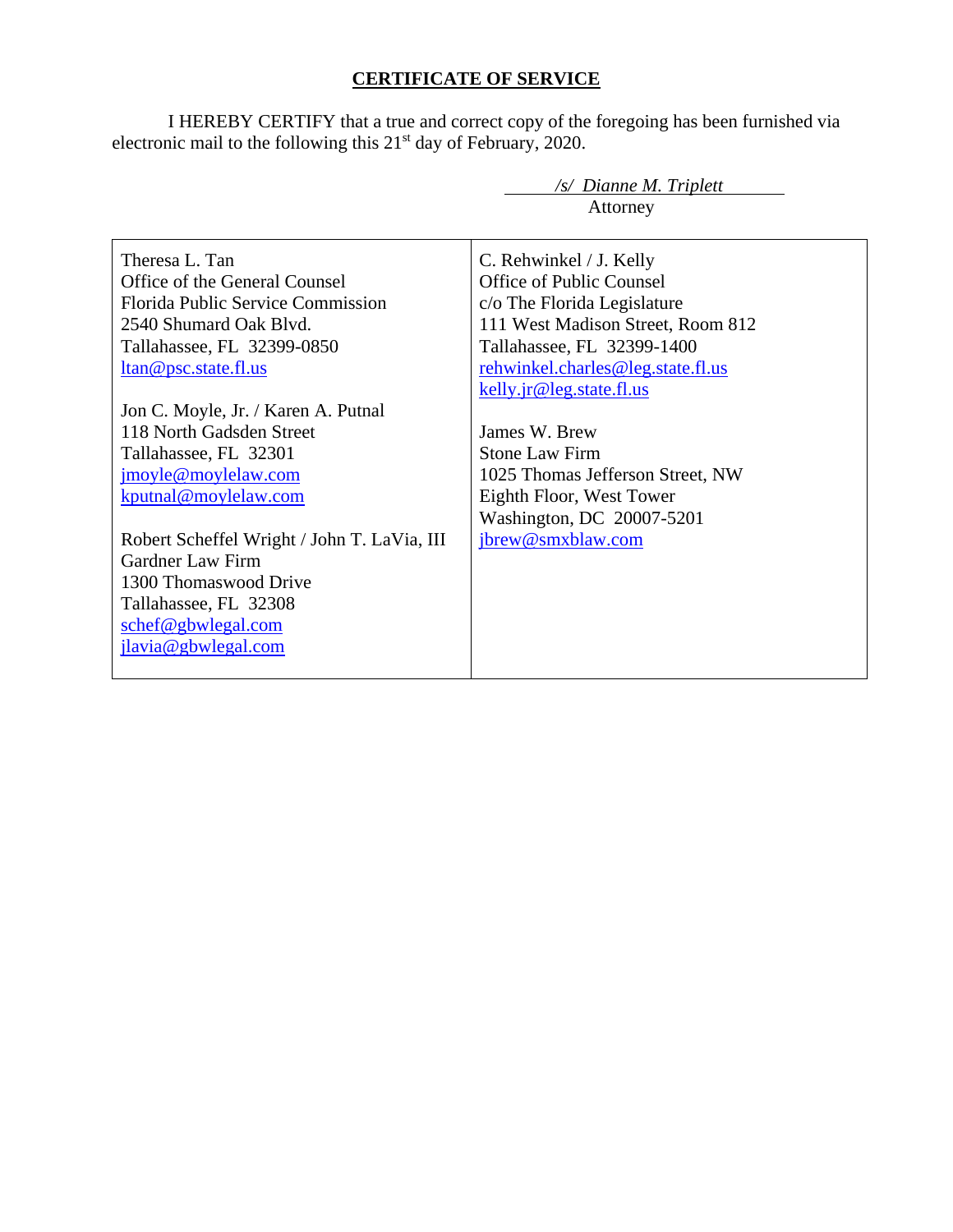**CERTIFICATE OF SERVICE**

I HEREBY CERTIFY that a true and correct copy of the foregoing has been furnished via electronic mail to the following this 21st day of February, 2020.

*/s/ Dianne M. Triplett*
Attorney

| | |
|---|---|
| Theresa L. Tan<br>Office of the General Counsel<br>Florida Public Service Commission<br>2540 Shumard Oak Blvd.<br>Tallahassee, FL 32399-0850<br>ltan@psc.state.fl.us<br><br>Jon C. Moyle, Jr. / Karen A. Putnal<br>118 North Gadsden Street<br>Tallahassee, FL 32301<br>jmoyle@moylelaw.com<br>kputnal@moylelaw.com<br><br>Robert Scheffel Wright / John T. LaVia, III<br>Gardner Law Firm<br>1300 Thomaswood Drive<br>Tallahassee, FL 32308<br>schef@gbwlegal.com<br>jlavia@gbwlegal.com | C. Rehwinkel / J. Kelly<br>Office of Public Counsel<br>c/o The Florida Legislature<br>111 West Madison Street, Room 812<br>Tallahassee, FL 32399-1400<br>rehwinkel.charles@leg.state.fl.us<br>kelly.jr@leg.state.fl.us<br><br>James W. Brew<br>Stone Law Firm<br>1025 Thomas Jefferson Street, NW<br>Eighth Floor, West Tower<br>Washington, DC 20007-5201<br>jbrew@smxblaw.com |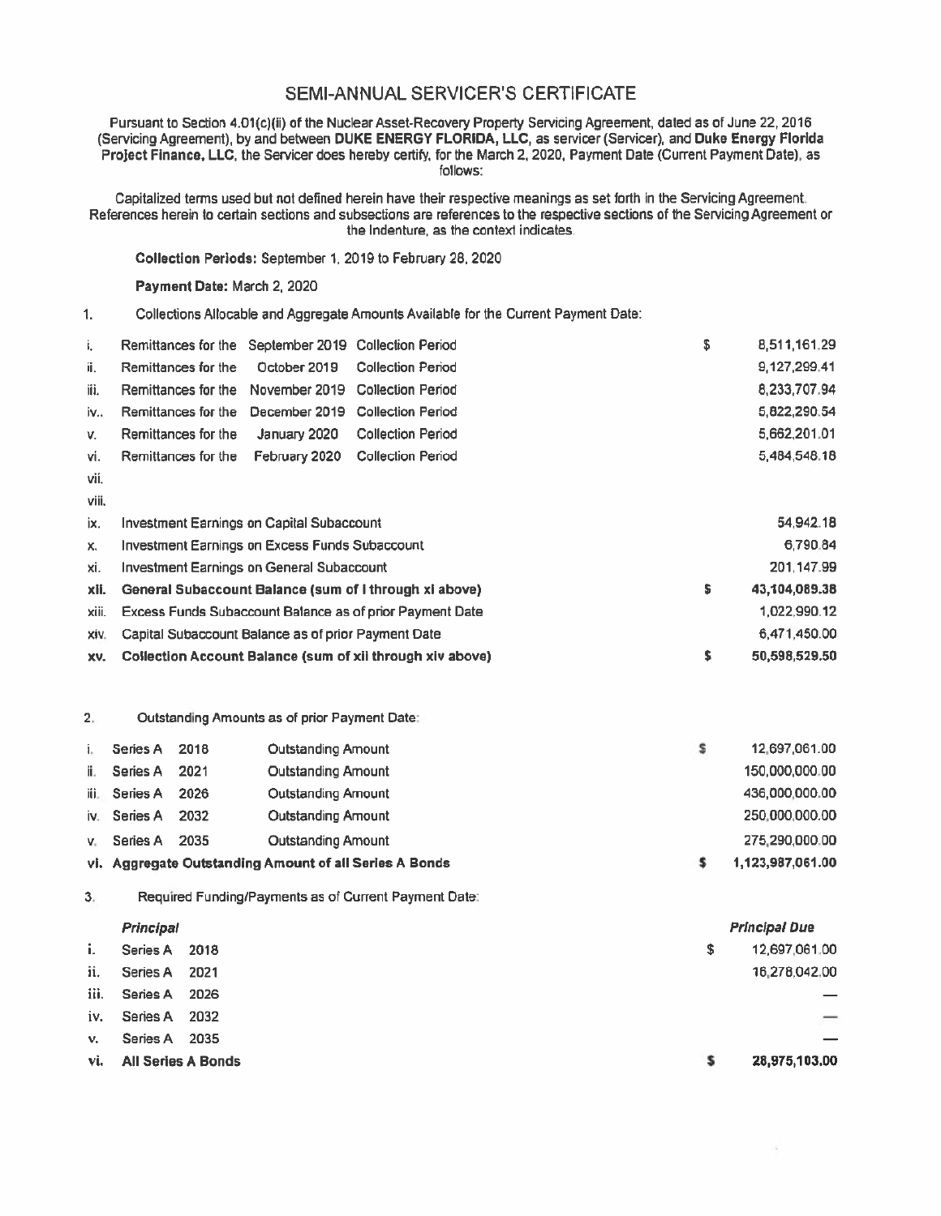# SEMI-ANNUAL SERVICER'S CERTIFICATE

Pursuant to Section 4.01(c)(ii) of the Nuclear Asset-Recovery Property Servicing Agreement, dated as of June 22, 2016 (Servicing Agreement), by and between **DUKE ENERGY FLORIDA, LLC**, as servicer (Servicer), and **Duke Energy Florida Project Finance, LLC**, the Servicer does hereby certify, for the March 2, 2020, Payment Date (Current Payment Date), as follows:

Capitalized terms used but not defined herein have their respective meanings as set forth in the Servicing Agreement. References herein to certain sections and subsections are references to the respective sections of the Servicing Agreement or the Indenture, as the context indicates.

**Collection Periods:** September 1, 2019 to February 28, 2020

**Payment Date:** March 2, 2020

1. Collections Allocable and Aggregate Amounts Available for the Current Payment Date:

| | | | |
|---|---|---|---|
| i. | Remittances for the September 2019 Collection Period | $ | 8,511,161.29 |
| ii. | Remittances for the October 2019 Collection Period | | 9,127,299.41 |
| iii. | Remittances for the November 2019 Collection Period | | 8,233,707.94 |
| iv.. | Remittances for the December 2019 Collection Period | | 5,822,290.54 |
| v. | Remittances for the January 2020 Collection Period | | 5,662,201.01 |
| vi. | Remittances for the February 2020 Collection Period | | 5,484,548.18 |
| vii. | | | |
| viii. | | | |
| ix. | Investment Earnings on Capital Subaccount | | 54,942.18 |
| x. | Investment Earnings on Excess Funds Subaccount | | 6,790.84 |
| xi. | Investment Earnings on General Subaccount | | 201,147.99 |
| **xii.** | **General Subaccount Balance (sum of i through xi above)** | **$** | **43,104,089.38** |
| xiii. | Excess Funds Subaccount Balance as of prior Payment Date | | 1,022,990.12 |
| xiv. | Capital Subaccount Balance as of prior Payment Date | | 6,471,450.00 |
| **xv.** | **Collection Account Balance (sum of xii through xiv above)** | **$** | **50,598,529.50** |

2. Outstanding Amounts as of prior Payment Date:

| | | | | | |
|---|---|---|---|---|---|
| i. | Series A | 2018 | Outstanding Amount | $ | 12,697,061.00 |
| ii. | Series A | 2021 | Outstanding Amount | | 150,000,000.00 |
| iii. | Series A | 2026 | Outstanding Amount | | 436,000,000.00 |
| iv. | Series A | 2032 | Outstanding Amount | | 250,000,000.00 |
| v. | Series A | 2035 | Outstanding Amount | | 275,290,000.00 |
| **vi.** | **Aggregate Outstanding Amount of all Series A Bonds** | | | **$** | **1,123,987,061.00** |

3. Required Funding/Payments as of Current Payment Date:

| | ***Principal*** | | | ***Principal Due*** |
|---|---|---|---|---|
| i. | Series A | 2018 | $ | 12,697,061.00 |
| ii. | Series A | 2021 | | 16,278,042.00 |
| iii. | Series A | 2026 | | — |
| iv. | Series A | 2032 | | — |
| v. | Series A | 2035 | | — |
| **vi.** | **All Series A Bonds** | | **$** | **28,975,103.00** |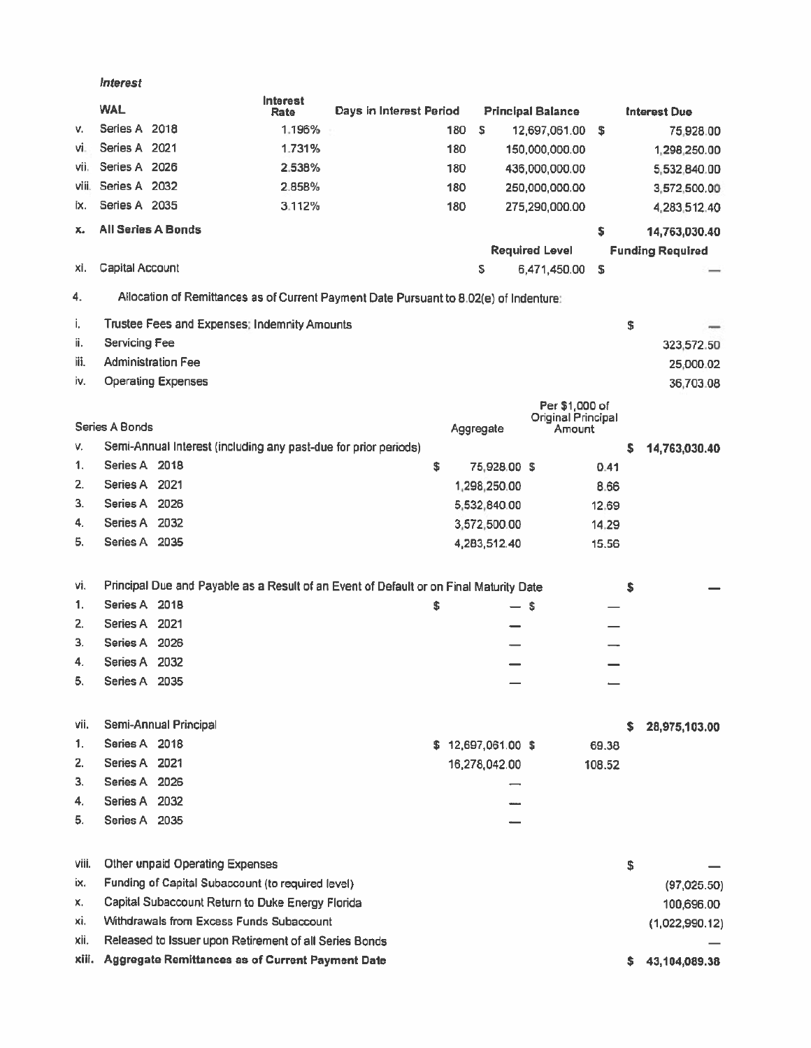*Interest*

| | WAL | Interest Rate | Days in Interest Period | Principal Balance | Interest Due |
|---|---|---|---|---|---|
| v. | Series A 2018 | 1.196% | 180 | $ 12,697,061.00 | $ 75,928.00 |
| vi. | Series A 2021 | 1.731% | 180 | 150,000,000.00 | 1,298,250.00 |
| vii. | Series A 2026 | 2.538% | 180 | 436,000,000.00 | 5,532,840.00 |
| viii. | Series A 2032 | 2.858% | 180 | 250,000,000.00 | 3,572,500.00 |
| ix. | Series A 2035 | 3.112% | 180 | 275,290,000.00 | 4,283,512.40 |
| **x.** | **All Series A Bonds** | | | | **$ 14,763,030.40** |
| | | | | **Required Level** | **Funding Required** |
| xi. | Capital Account | | | $ 6,471,450.00 | $ — |

4. Allocation of Remittances as of Current Payment Date Pursuant to 8.02(e) of Indenture:

| | | | | |
|---|---|---|---|---|
| i. | Trustee Fees and Expenses; Indemnity Amounts | | | $ — |
| ii. | Servicing Fee | | | 323,572.50 |
| iii. | Administration Fee | | | 25,000.02 |
| iv. | Operating Expenses | | | 36,703.08 |
| | Series A Bonds | Aggregate | Per $1,000 of Original Principal Amount | |
| v. | Semi-Annual Interest (including any past-due for prior periods) | | | $ 14,763,030.40 |
| 1. | Series A 2018 | $ 75,928.00 | $ 0.41 | |
| 2. | Series A 2021 | 1,298,250.00 | 8.66 | |
| 3. | Series A 2026 | 5,532,840.00 | 12.69 | |
| 4. | Series A 2032 | 3,572,500.00 | 14.29 | |
| 5. | Series A 2035 | 4,283,512.40 | 15.56 | |
| vi. | Principal Due and Payable as a Result of an Event of Default or on Final Maturity Date | | | $ — |
| 1. | Series A 2018 | $ — | $ — | |
| 2. | Series A 2021 | — | — | |
| 3. | Series A 2026 | — | — | |
| 4. | Series A 2032 | — | — | |
| 5. | Series A 2035 | — | — | |
| vii. | Semi-Annual Principal | | | $ 28,975,103.00 |
| 1. | Series A 2018 | $ 12,697,061.00 | $ 69.38 | |
| 2. | Series A 2021 | 16,278,042.00 | 108.52 | |
| 3. | Series A 2026 | — | | |
| 4. | Series A 2032 | — | | |
| 5. | Series A 2035 | — | | |
| viii. | Other unpaid Operating Expenses | | | $ — |
| ix. | Funding of Capital Subaccount (to required level) | | | (97,025.50) |
| x. | Capital Subaccount Return to Duke Energy Florida | | | 100,696.00 |
| xi. | Withdrawals from Excess Funds Subaccount | | | (1,022,990.12) |
| xii. | Released to Issuer upon Retirement of all Series Bonds | | | — |
| **xiii.** | **Aggregate Remittances as of Current Payment Date** | | | **$ 43,104,089.38** |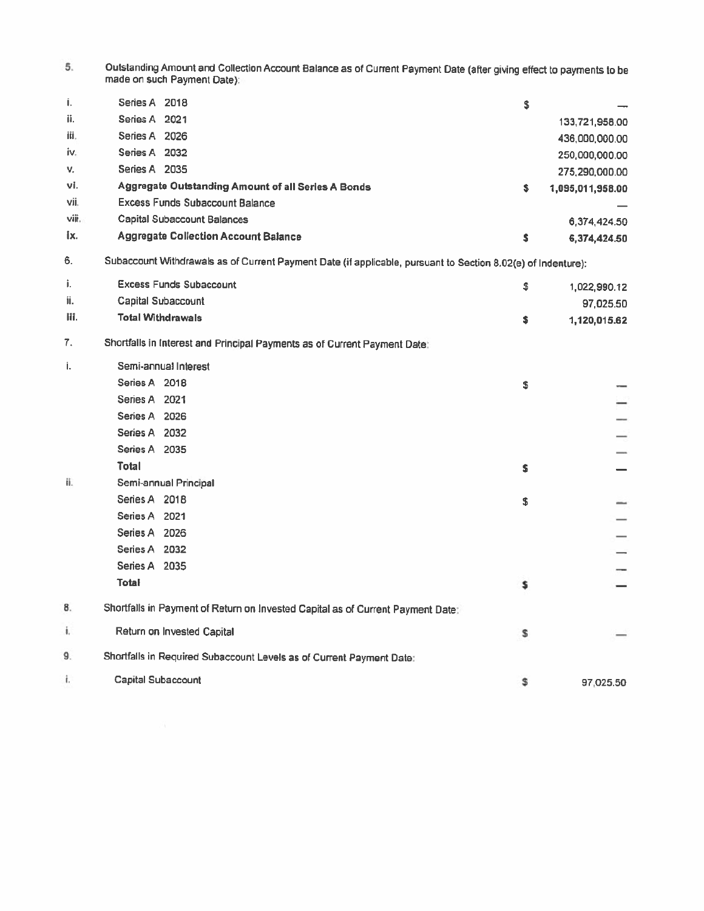5. Outstanding Amount and Collection Account Balance as of Current Payment Date (after giving effect to payments to be made on such Payment Date):

| | | | |
|---|---|---|---|
| i. | Series A 2018 | $ | — |
| ii. | Series A 2021 | | 133,721,958.00 |
| iii. | Series A 2026 | | 436,000,000.00 |
| iv. | Series A 2032 | | 250,000,000.00 |
| v. | Series A 2035 | | 275,290,000.00 |
| vi. | **Aggregate Outstanding Amount of all Series A Bonds** | **$** | **1,095,011,958.00** |
| vii. | Excess Funds Subaccount Balance | | — |
| viii. | Capital Subaccount Balances | | 6,374,424.50 |
| ix. | **Aggregate Collection Account Balance** | **$** | **6,374,424.50** |

6. Subaccount Withdrawals as of Current Payment Date (if applicable, pursuant to Section 8.02(e) of Indenture):

| | | | |
|---|---|---|---|
| i. | Excess Funds Subaccount | $ | 1,022,990.12 |
| ii. | Capital Subaccount | | 97,025.50 |
| iii. | **Total Withdrawals** | **$** | **1,120,015.62** |

7. Shortfalls in Interest and Principal Payments as of Current Payment Date:

| | | | |
|---|---|---|---|
| i. | Semi-annual Interest | | |
| | Series A 2018 | $ | — |
| | Series A 2021 | | — |
| | Series A 2026 | | — |
| | Series A 2032 | | — |
| | Series A 2035 | | — |
| | **Total** | **$** | **—** |
| ii. | Semi-annual Principal | | |
| | Series A 2018 | $ | — |
| | Series A 2021 | | — |
| | Series A 2026 | | — |
| | Series A 2032 | | — |
| | Series A 2035 | | — |
| | **Total** | **$** | **—** |

8. Shortfalls in Payment of Return on Invested Capital as of Current Payment Date:

| | | | |
|---|---|---|---|
| i. | Return on Invested Capital | $ | — |

9. Shortfalls in Required Subaccount Levels as of Current Payment Date:

| | | | |
|---|---|---|---|
| i. | Capital Subaccount | $ | 97,025.50 |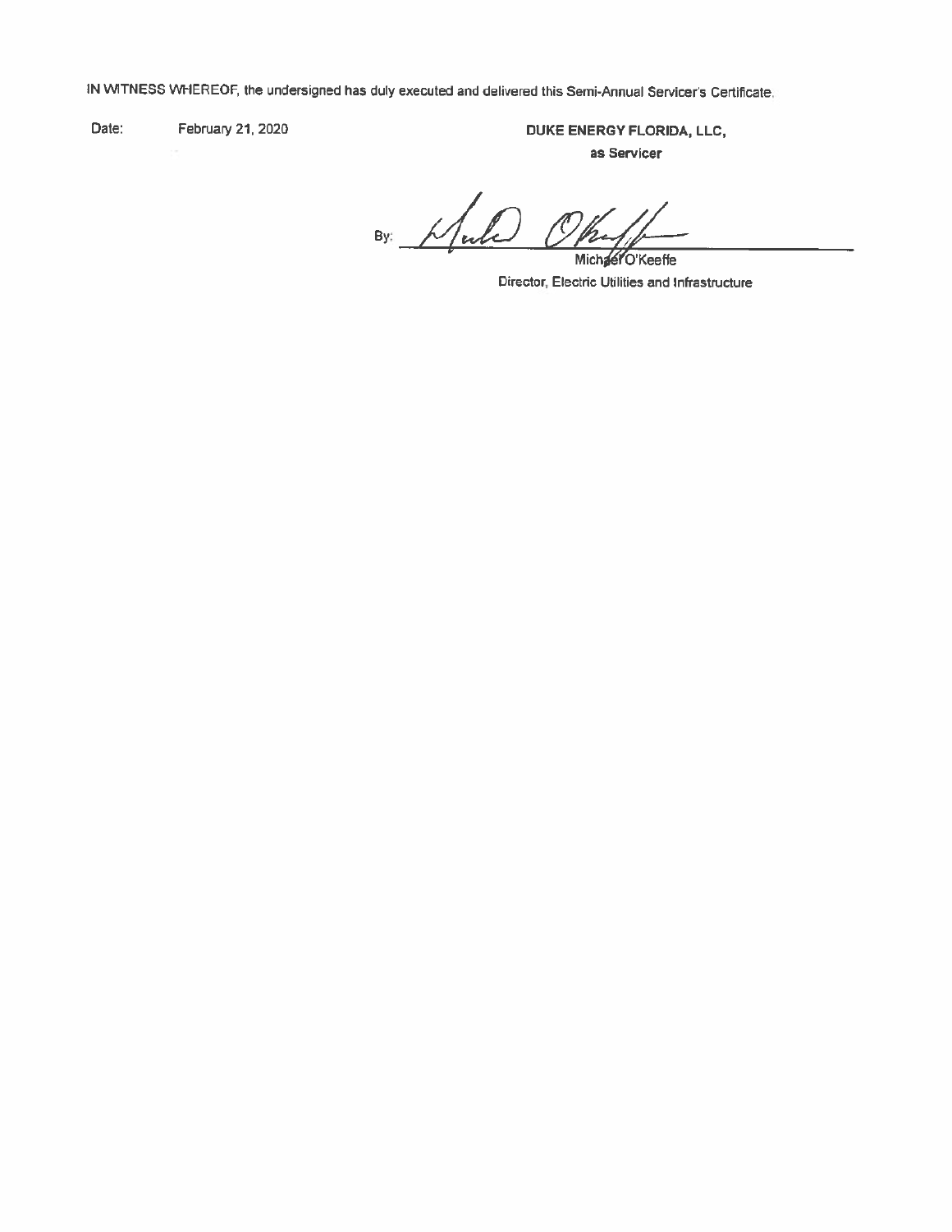IN WITNESS WHEREOF, the undersigned has duly executed and delivered this Semi-Annual Servicer's Certificate.

Date: February 21, 2020

**DUKE ENERGY FLORIDA, LLC,**
**as Servicer**

By: ______________________________
Michael O'Keeffe
Director, Electric Utilities and Infrastructure